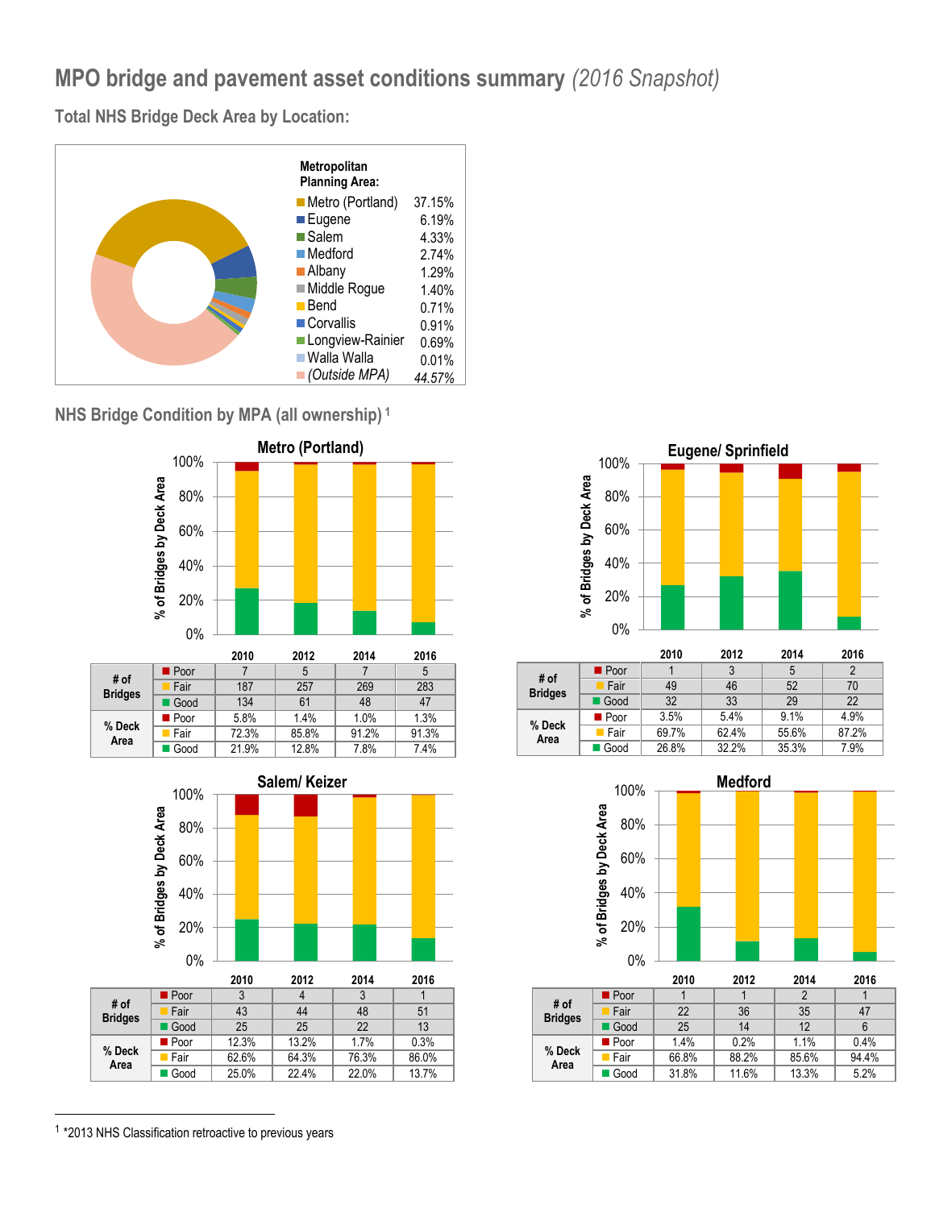# MPO bridge and pavement asset conditions summary *(2016 Snapshot)*

## Total NHS Bridge Deck Area by Location:

| Metropolitan Planning Area: | |
|---|---|
| Metro (Portland) | 37.15% |
| Eugene | 6.19% |
| Salem | 4.33% |
| Medford | 2.74% |
| Albany | 1.29% |
| Middle Rogue | 1.40% |
| Bend | 0.71% |
| Corvallis | 0.91% |
| Longview-Rainier | 0.69% |
| Walla Walla | 0.01% |
| *(Outside MPA)* | *44.57%* |

## NHS Bridge Condition by MPA (all ownership)[1]

### Metro (Portland)

| | | 2010 | 2012 | 2014 | 2016 |
|---|---|---|---|---|---|
| # of Bridges | Poor | 7 | 5 | 7 | 5 |
| | Fair | 187 | 257 | 269 | 283 |
| | Good | 134 | 61 | 48 | 47 |
| % Deck Area | Poor | 5.8% | 1.4% | 1.0% | 1.3% |
| | Fair | 72.3% | 85.8% | 91.2% | 91.3% |
| | Good | 21.9% | 12.8% | 7.8% | 7.4% |

### Eugene/ Sprinfield

| | | 2010 | 2012 | 2014 | 2016 |
|---|---|---|---|---|---|
| # of Bridges | Poor | 1 | 3 | 5 | 2 |
| | Fair | 49 | 46 | 52 | 70 |
| | Good | 32 | 33 | 29 | 22 |
| % Deck Area | Poor | 3.5% | 5.4% | 9.1% | 4.9% |
| | Fair | 69.7% | 62.4% | 55.6% | 87.2% |
| | Good | 26.8% | 32.2% | 35.3% | 7.9% |

### Salem/ Keizer

| | | 2010 | 2012 | 2014 | 2016 |
|---|---|---|---|---|---|
| # of Bridges | Poor | 3 | 4 | 3 | 1 |
| | Fair | 43 | 44 | 48 | 51 |
| | Good | 25 | 25 | 22 | 13 |
| % Deck Area | Poor | 12.3% | 13.2% | 1.7% | 0.3% |
| | Fair | 62.6% | 64.3% | 76.3% | 86.0% |
| | Good | 25.0% | 22.4% | 22.0% | 13.7% |

### Medford

| | | 2010 | 2012 | 2014 | 2016 |
|---|---|---|---|---|---|
| # of Bridges | Poor | 1 | 1 | 2 | 1 |
| | Fair | 22 | 36 | 35 | 47 |
| | Good | 25 | 14 | 12 | 6 |
| % Deck Area | Poor | 1.4% | 0.2% | 1.1% | 0.4% |
| | Fair | 66.8% | 88.2% | 85.6% | 94.4% |
| | Good | 31.8% | 11.6% | 13.3% | 5.2% |

[1] *2013 NHS Classification retroactive to previous years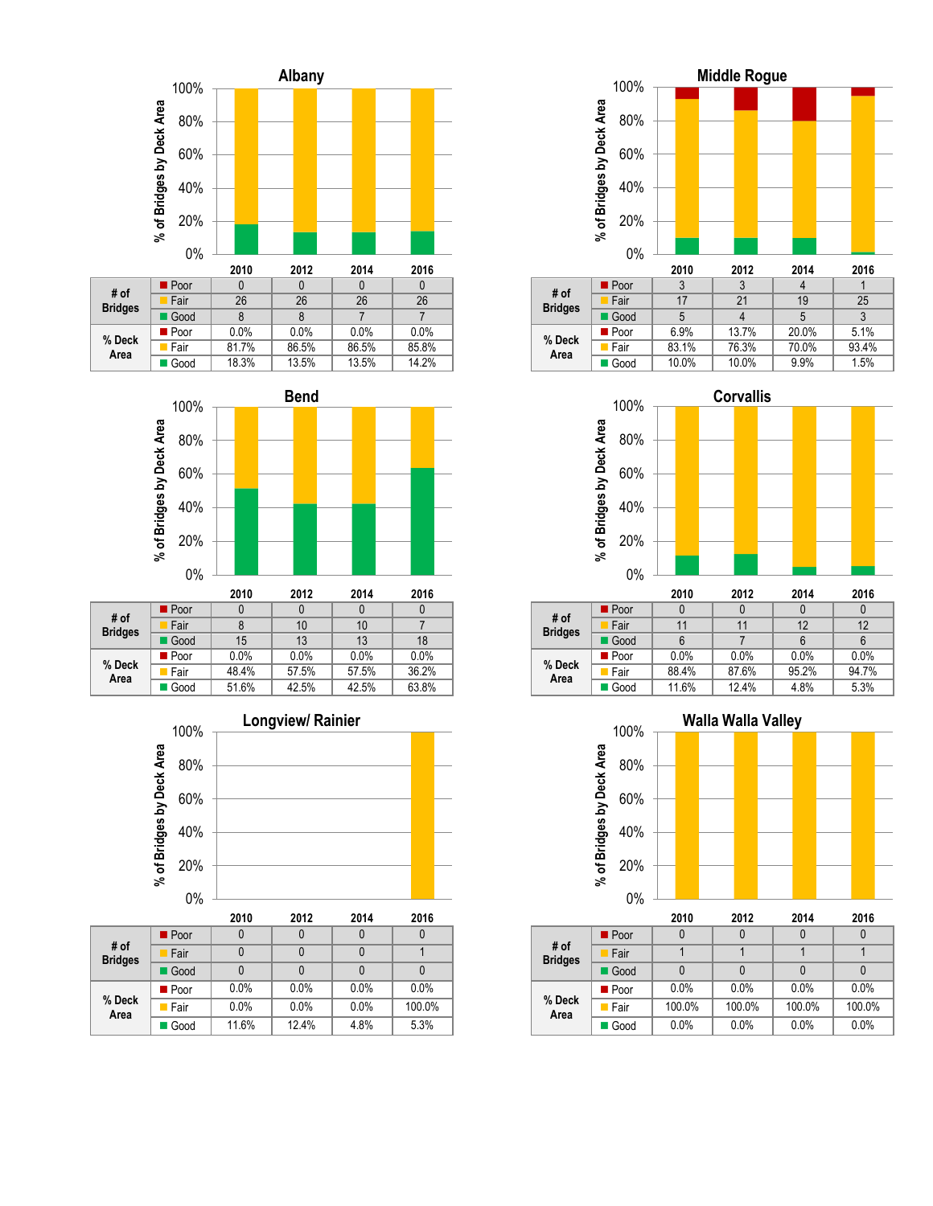## Albany

| | | 2010 | 2012 | 2014 | 2016 |
|---|---|---|---|---|---|
| # of Bridges | Poor | 0 | 0 | 0 | 0 |
| | Fair | 26 | 26 | 26 | 26 |
| | Good | 8 | 8 | 7 | 7 |
| % Deck Area | Poor | 0.0% | 0.0% | 0.0% | 0.0% |
| | Fair | 81.7% | 86.5% | 86.5% | 85.8% |
| | Good | 18.3% | 13.5% | 13.5% | 14.2% |

## Middle Rogue

| | | 2010 | 2012 | 2014 | 2016 |
|---|---|---|---|---|---|
| # of Bridges | Poor | 3 | 3 | 4 | 1 |
| | Fair | 17 | 21 | 19 | 25 |
| | Good | 5 | 4 | 5 | 3 |
| % Deck Area | Poor | 6.9% | 13.7% | 20.0% | 5.1% |
| | Fair | 83.1% | 76.3% | 70.0% | 93.4% |
| | Good | 10.0% | 10.0% | 9.9% | 1.5% |

## Bend

| | | 2010 | 2012 | 2014 | 2016 |
|---|---|---|---|---|---|
| # of Bridges | Poor | 0 | 0 | 0 | 0 |
| | Fair | 8 | 10 | 10 | 7 |
| | Good | 15 | 13 | 13 | 18 |
| % Deck Area | Poor | 0.0% | 0.0% | 0.0% | 0.0% |
| | Fair | 48.4% | 57.5% | 57.5% | 36.2% |
| | Good | 51.6% | 42.5% | 42.5% | 63.8% |

## Corvallis

| | | 2010 | 2012 | 2014 | 2016 |
|---|---|---|---|---|---|
| # of Bridges | Poor | 0 | 0 | 0 | 0 |
| | Fair | 11 | 11 | 12 | 12 |
| | Good | 6 | 7 | 6 | 6 |
| % Deck Area | Poor | 0.0% | 0.0% | 0.0% | 0.0% |
| | Fair | 88.4% | 87.6% | 95.2% | 94.7% |
| | Good | 11.6% | 12.4% | 4.8% | 5.3% |

## Longview/ Rainier

| | | 2010 | 2012 | 2014 | 2016 |
|---|---|---|---|---|---|
| # of Bridges | Poor | 0 | 0 | 0 | 0 |
| | Fair | 0 | 0 | 0 | 1 |
| | Good | 0 | 0 | 0 | 0 |
| % Deck Area | Poor | 0.0% | 0.0% | 0.0% | 0.0% |
| | Fair | 0.0% | 0.0% | 0.0% | 100.0% |
| | Good | 11.6% | 12.4% | 4.8% | 5.3% |

## Walla Walla Valley

| | | 2010 | 2012 | 2014 | 2016 |
|---|---|---|---|---|---|
| # of Bridges | Poor | 0 | 0 | 0 | 0 |
| | Fair | 1 | 1 | 1 | 1 |
| | Good | 0 | 0 | 0 | 0 |
| % Deck Area | Poor | 0.0% | 0.0% | 0.0% | 0.0% |
| | Fair | 100.0% | 100.0% | 100.0% | 100.0% |
| | Good | 0.0% | 0.0% | 0.0% | 0.0% |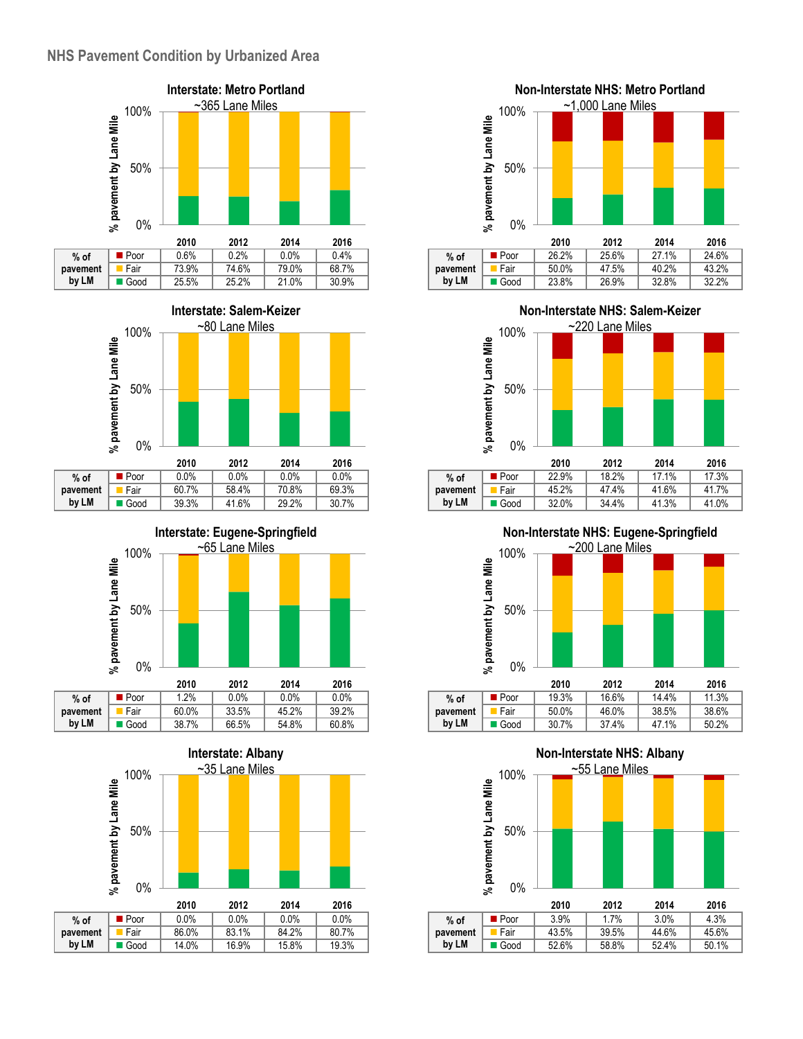## NHS Pavement Condition by Urbanized Area

### Interstate: Metro Portland

~365 Lane Miles

| % of pavement by LM | 2010 | 2012 | 2014 | 2016 |
|---|---|---|---|---|
| Poor | 0.6% | 0.2% | 0.0% | 0.4% |
| Fair | 73.9% | 74.6% | 79.0% | 68.7% |
| Good | 25.5% | 25.2% | 21.0% | 30.9% |

### Non-Interstate NHS: Metro Portland

~1,000 Lane Miles

| % of pavement by LM | 2010 | 2012 | 2014 | 2016 |
|---|---|---|---|---|
| Poor | 26.2% | 25.6% | 27.1% | 24.6% |
| Fair | 50.0% | 47.5% | 40.2% | 43.2% |
| Good | 23.8% | 26.9% | 32.8% | 32.2% |

### Interstate: Salem-Keizer

~80 Lane Miles

| % of pavement by LM | 2010 | 2012 | 2014 | 2016 |
|---|---|---|---|---|
| Poor | 0.0% | 0.0% | 0.0% | 0.0% |
| Fair | 60.7% | 58.4% | 70.8% | 69.3% |
| Good | 39.3% | 41.6% | 29.2% | 30.7% |

### Non-Interstate NHS: Salem-Keizer

~220 Lane Miles

| % of pavement by LM | 2010 | 2012 | 2014 | 2016 |
|---|---|---|---|---|
| Poor | 22.9% | 18.2% | 17.1% | 17.3% |
| Fair | 45.2% | 47.4% | 41.6% | 41.7% |
| Good | 32.0% | 34.4% | 41.3% | 41.0% |

### Interstate: Eugene-Springfield

~65 Lane Miles

| % of pavement by LM | 2010 | 2012 | 2014 | 2016 |
|---|---|---|---|---|
| Poor | 1.2% | 0.0% | 0.0% | 0.0% |
| Fair | 60.0% | 33.5% | 45.2% | 39.2% |
| Good | 38.7% | 66.5% | 54.8% | 60.8% |

### Non-Interstate NHS: Eugene-Springfield

~200 Lane Miles

| % of pavement by LM | 2010 | 2012 | 2014 | 2016 |
|---|---|---|---|---|
| Poor | 19.3% | 16.6% | 14.4% | 11.3% |
| Fair | 50.0% | 46.0% | 38.5% | 38.6% |
| Good | 30.7% | 37.4% | 47.1% | 50.2% |

### Interstate: Albany

~35 Lane Miles

| % of pavement by LM | 2010 | 2012 | 2014 | 2016 |
|---|---|---|---|---|
| Poor | 0.0% | 0.0% | 0.0% | 0.0% |
| Fair | 86.0% | 83.1% | 84.2% | 80.7% |
| Good | 14.0% | 16.9% | 15.8% | 19.3% |

### Non-Interstate NHS: Albany

~55 Lane Miles

| % of pavement by LM | 2010 | 2012 | 2014 | 2016 |
|---|---|---|---|---|
| Poor | 3.9% | 1.7% | 3.0% | 4.3% |
| Fair | 43.5% | 39.5% | 44.6% | 45.6% |
| Good | 52.6% | 58.8% | 52.4% | 50.1% |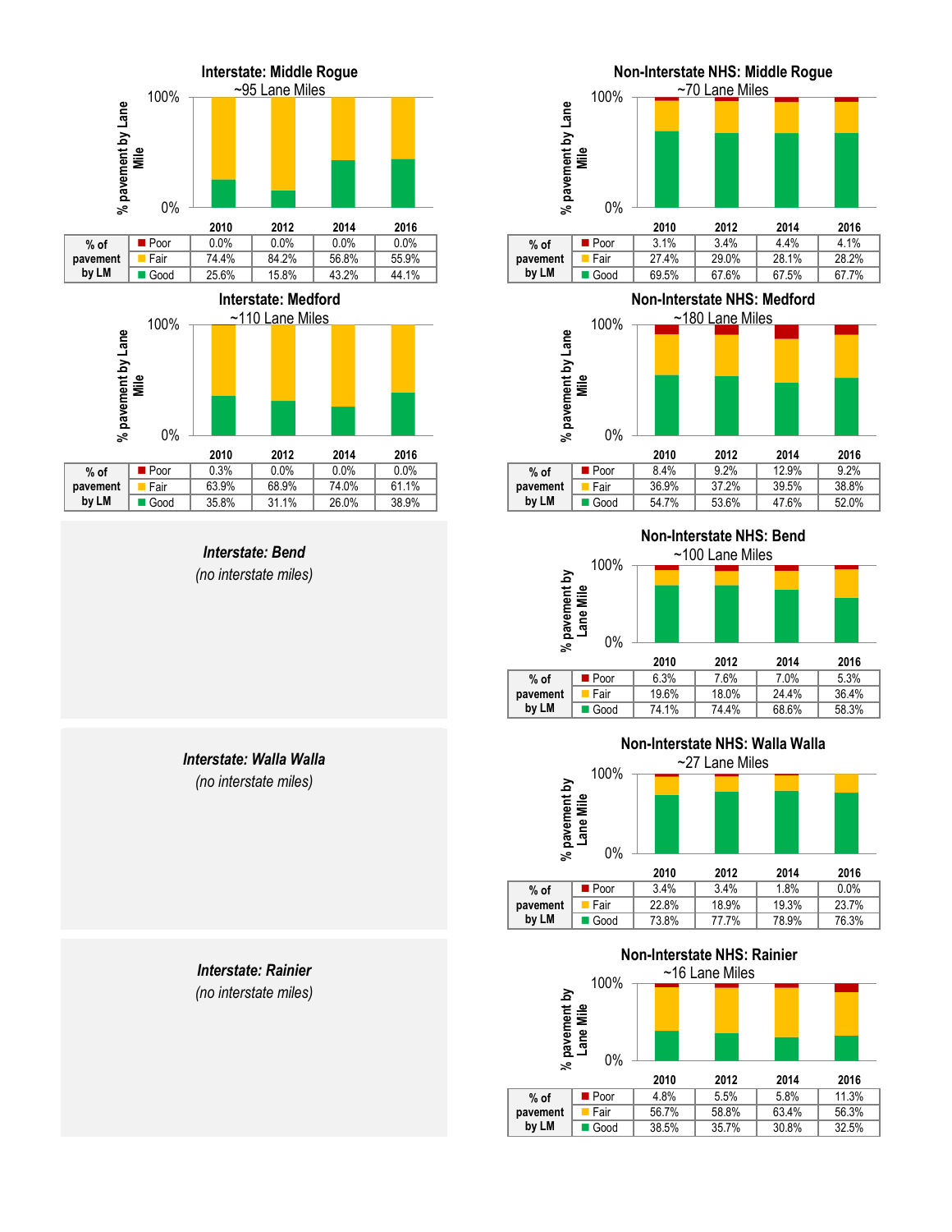**Interstate: Middle Rogue**
~95 Lane Miles

% pavement by Lane Mile
100%
0%

| % of pavement by LM | | 2010 | 2012 | 2014 | 2016 |
|---|---|---|---|---|---|
| | Poor | 0.0% | 0.0% | 0.0% | 0.0% |
| | Fair | 74.4% | 84.2% | 56.8% | 55.9% |
| | Good | 25.6% | 15.8% | 43.2% | 44.1% |

**Non-Interstate NHS: Middle Rogue**
~70 Lane Miles

% pavement by Lane Mile
100%
0%

| % of pavement by LM | | 2010 | 2012 | 2014 | 2016 |
|---|---|---|---|---|---|
| | Poor | 3.1% | 3.4% | 4.4% | 4.1% |
| | Fair | 27.4% | 29.0% | 28.1% | 28.2% |
| | Good | 69.5% | 67.6% | 67.5% | 67.7% |

**Interstate: Medford**
~110 Lane Miles

% pavement by Lane Mile
100%
0%

| % of pavement by LM | | 2010 | 2012 | 2014 | 2016 |
|---|---|---|---|---|---|
| | Poor | 0.3% | 0.0% | 0.0% | 0.0% |
| | Fair | 63.9% | 68.9% | 74.0% | 61.1% |
| | Good | 35.8% | 31.1% | 26.0% | 38.9% |

**Non-Interstate NHS: Medford**
~180 Lane Miles

% pavement by Lane Mile
100%
0%

| % of pavement by LM | | 2010 | 2012 | 2014 | 2016 |
|---|---|---|---|---|---|
| | Poor | 8.4% | 9.2% | 12.9% | 9.2% |
| | Fair | 36.9% | 37.2% | 39.5% | 38.8% |
| | Good | 54.7% | 53.6% | 47.6% | 52.0% |

***Interstate: Bend***
*(no interstate miles)*

**Non-Interstate NHS: Bend**
~100 Lane Miles

% pavement by Lane Mile
100%
0%

| % of pavement by LM | | 2010 | 2012 | 2014 | 2016 |
|---|---|---|---|---|---|
| | Poor | 6.3% | 7.6% | 7.0% | 5.3% |
| | Fair | 19.6% | 18.0% | 24.4% | 36.4% |
| | Good | 74.1% | 74.4% | 68.6% | 58.3% |

***Interstate: Walla Walla***
*(no interstate miles)*

**Non-Interstate NHS: Walla Walla**
~27 Lane Miles

% pavement by Lane Mile
100%
0%

| % of pavement by LM | | 2010 | 2012 | 2014 | 2016 |
|---|---|---|---|---|---|
| | Poor | 3.4% | 3.4% | 1.8% | 0.0% |
| | Fair | 22.8% | 18.9% | 19.3% | 23.7% |
| | Good | 73.8% | 77.7% | 78.9% | 76.3% |

***Interstate: Rainier***
*(no interstate miles)*

**Non-Interstate NHS: Rainier**
~16 Lane Miles

% pavement by Lane Mile
100%
0%

| % of pavement by LM | | 2010 | 2012 | 2014 | 2016 |
|---|---|---|---|---|---|
| | Poor | 4.8% | 5.5% | 5.8% | 11.3% |
| | Fair | 56.7% | 58.8% | 63.4% | 56.3% |
| | Good | 38.5% | 35.7% | 30.8% | 32.5% |